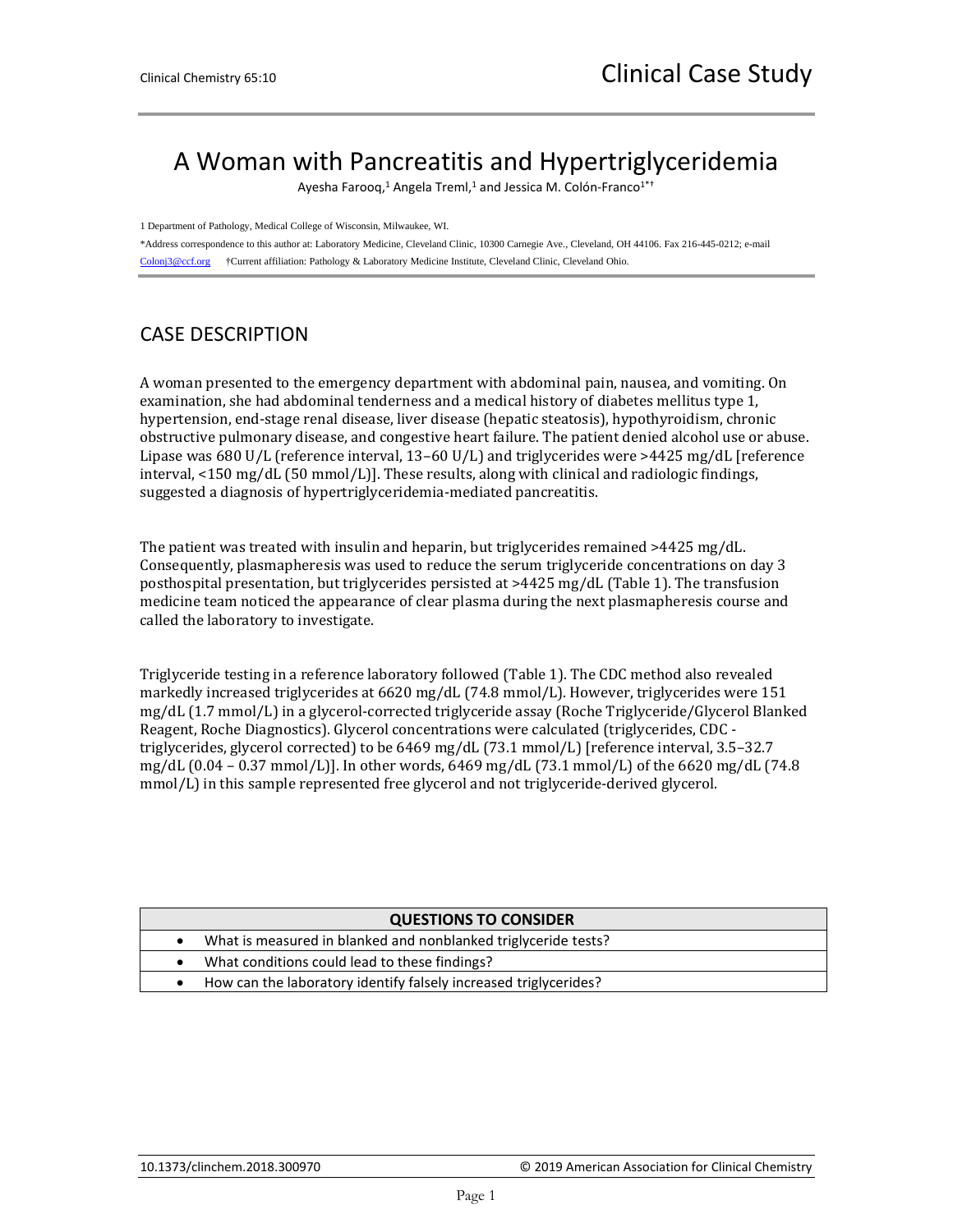# A Woman with Pancreatitis and Hypertriglyceridemia

Ayesha Farooq,[1] Angela Treml,[1] and Jessica M. Colón-Franco[1*†]

1 Department of Pathology, Medical College of Wisconsin, Milwaukee, WI.

*Address correspondence to this author at: Laboratory Medicine, Cleveland Clinic, 10300 Carnegie Ave., Cleveland, OH 44106. Fax 216-445-0212; e-mail Colonj3@ccf.org †Current affiliation: Pathology & Laboratory Medicine Institute, Cleveland Clinic, Cleveland Ohio.

## CASE DESCRIPTION

A woman presented to the emergency department with abdominal pain, nausea, and vomiting. On examination, she had abdominal tenderness and a medical history of diabetes mellitus type 1, hypertension, end-stage renal disease, liver disease (hepatic steatosis), hypothyroidism, chronic obstructive pulmonary disease, and congestive heart failure. The patient denied alcohol use or abuse. Lipase was 680 U/L (reference interval, 13–60 U/L) and triglycerides were >4425 mg/dL [reference interval, <150 mg/dL (50 mmol/L)]. These results, along with clinical and radiologic findings, suggested a diagnosis of hypertriglyceridemia-mediated pancreatitis.

The patient was treated with insulin and heparin, but triglycerides remained >4425 mg/dL. Consequently, plasmapheresis was used to reduce the serum triglyceride concentrations on day 3 posthospital presentation, but triglycerides persisted at >4425 mg/dL (Table 1). The transfusion medicine team noticed the appearance of clear plasma during the next plasmapheresis course and called the laboratory to investigate.

Triglyceride testing in a reference laboratory followed (Table 1). The CDC method also revealed markedly increased triglycerides at 6620 mg/dL (74.8 mmol/L). However, triglycerides were 151 mg/dL (1.7 mmol/L) in a glycerol-corrected triglyceride assay (Roche Triglyceride/Glycerol Blanked Reagent, Roche Diagnostics). Glycerol concentrations were calculated (triglycerides, CDC - triglycerides, glycerol corrected) to be 6469 mg/dL (73.1 mmol/L) [reference interval, 3.5–32.7 mg/dL (0.04 – 0.37 mmol/L)]. In other words, 6469 mg/dL (73.1 mmol/L) of the 6620 mg/dL (74.8 mmol/L) in this sample represented free glycerol and not triglyceride-derived glycerol.

| QUESTIONS TO CONSIDER |
|---|
| • What is measured in blanked and nonblanked triglyceride tests? |
| • What conditions could lead to these findings? |
| • How can the laboratory identify falsely increased triglycerides? |

10.1373/clinchem.2018.300970 © 2019 American Association for Clinical Chemistry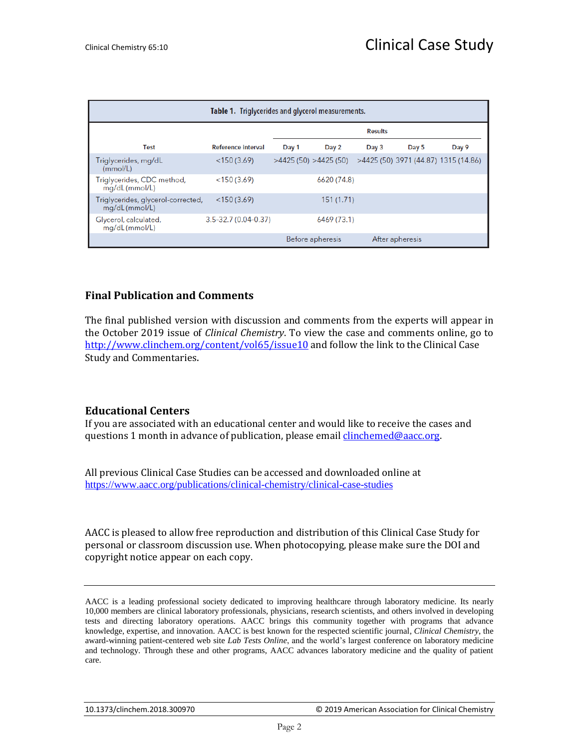**Table 1.** Triglycerides and glycerol measurements.

| Test | Reference interval | Results | | | | |
|---|---|---|---|---|---|---|
| | | Day 1 | Day 2 | Day 3 | Day 5 | Day 9 |
| Triglycerides, mg/dL (mmol/L) | <150 (3.69) | >4425 (50) | >4425 (50) | >4425 (50) | 3971 (44.87) | 1315 (14.86) |
| Triglycerides, CDC method, mg/dL (mmol/L) | <150 (3.69) | | 6620 (74.8) | | | |
| Triglycerides, glycerol-corrected, mg/dL (mmol/L) | <150 (3.69) | | 151 (1.71) | | | |
| Glycerol, calculated, mg/dL (mmol/L) | 3.5-32.7 (0.04-0.37) | | 6469 (73.1) | | | |
| | | Before apheresis | | After apheresis | | |

## Final Publication and Comments

The final published version with discussion and comments from the experts will appear in the October 2019 issue of *Clinical Chemistry*. To view the case and comments online, go to http://www.clinchem.org/content/vol65/issue10 and follow the link to the Clinical Case Study and Commentaries.

## Educational Centers

If you are associated with an educational center and would like to receive the cases and questions 1 month in advance of publication, please email clinchemed@aacc.org.

All previous Clinical Case Studies can be accessed and downloaded online at https://www.aacc.org/publications/clinical-chemistry/clinical-case-studies

AACC is pleased to allow free reproduction and distribution of this Clinical Case Study for personal or classroom discussion use. When photocopying, please make sure the DOI and copyright notice appear on each copy.

---

AACC is a leading professional society dedicated to improving healthcare through laboratory medicine. Its nearly 10,000 members are clinical laboratory professionals, physicians, research scientists, and others involved in developing tests and directing laboratory operations. AACC brings this community together with programs that advance knowledge, expertise, and innovation. AACC is best known for the respected scientific journal, *Clinical Chemistry*, the award-winning patient-centered web site *Lab Tests Online*, and the world's largest conference on laboratory medicine and technology. Through these and other programs, AACC advances laboratory medicine and the quality of patient care.

10.1373/clinchem.2018.300970 © 2019 American Association for Clinical Chemistry